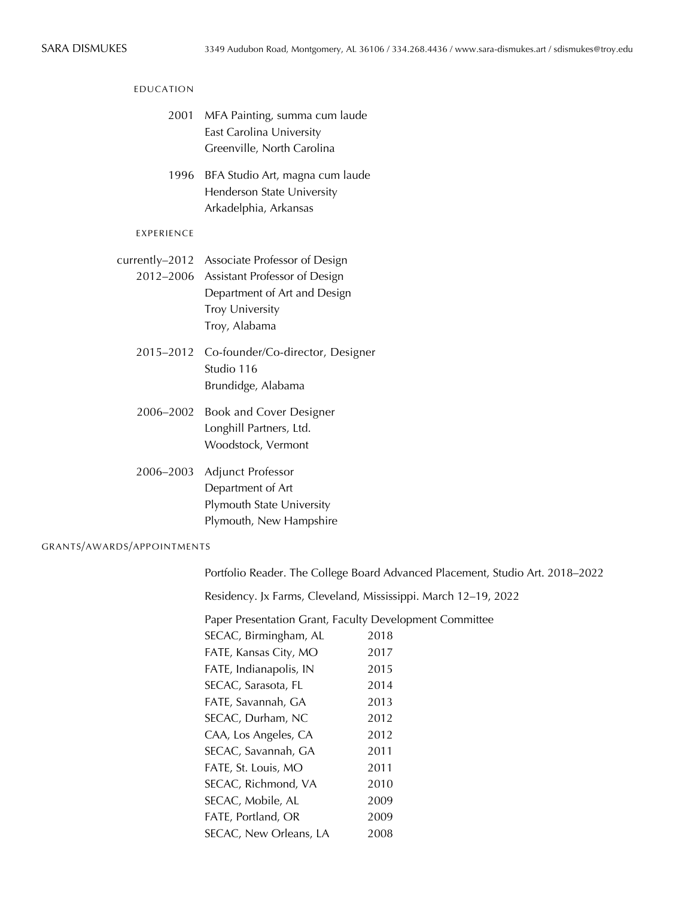# SARA DISMUKES

3349 Audubon Road, Montgomery, AL 36106 / 334.268.4436 / www.sara-dismukes.art / sdismukes@troy.edu

## EDUCATION

2001 MFA Painting, summa cum laude
East Carolina University
Greenville, North Carolina

1996 BFA Studio Art, magna cum laude
Henderson State University
Arkadelphia, Arkansas

## EXPERIENCE

currently–2012 Associate Professor of Design
2012–2006 Assistant Professor of Design
Department of Art and Design
Troy University
Troy, Alabama

2015–2012 Co-founder/Co-director, Designer
Studio 116
Brundidge, Alabama

2006–2002 Book and Cover Designer
Longhill Partners, Ltd.
Woodstock, Vermont

2006–2003 Adjunct Professor
Department of Art
Plymouth State University
Plymouth, New Hampshire

## GRANTS/AWARDS/APPOINTMENTS

Portfolio Reader. The College Board Advanced Placement, Studio Art. 2018–2022

Residency. Jx Farms, Cleveland, Mississippi. March 12–19, 2022

Paper Presentation Grant, Faculty Development Committee

| | |
|---|---|
| SECAC, Birmingham, AL | 2018 |
| FATE, Kansas City, MO | 2017 |
| FATE, Indianapolis, IN | 2015 |
| SECAC, Sarasota, FL | 2014 |
| FATE, Savannah, GA | 2013 |
| SECAC, Durham, NC | 2012 |
| CAA, Los Angeles, CA | 2012 |
| SECAC, Savannah, GA | 2011 |
| FATE, St. Louis, MO | 2011 |
| SECAC, Richmond, VA | 2010 |
| SECAC, Mobile, AL | 2009 |
| FATE, Portland, OR | 2009 |
| SECAC, New Orleans, LA | 2008 |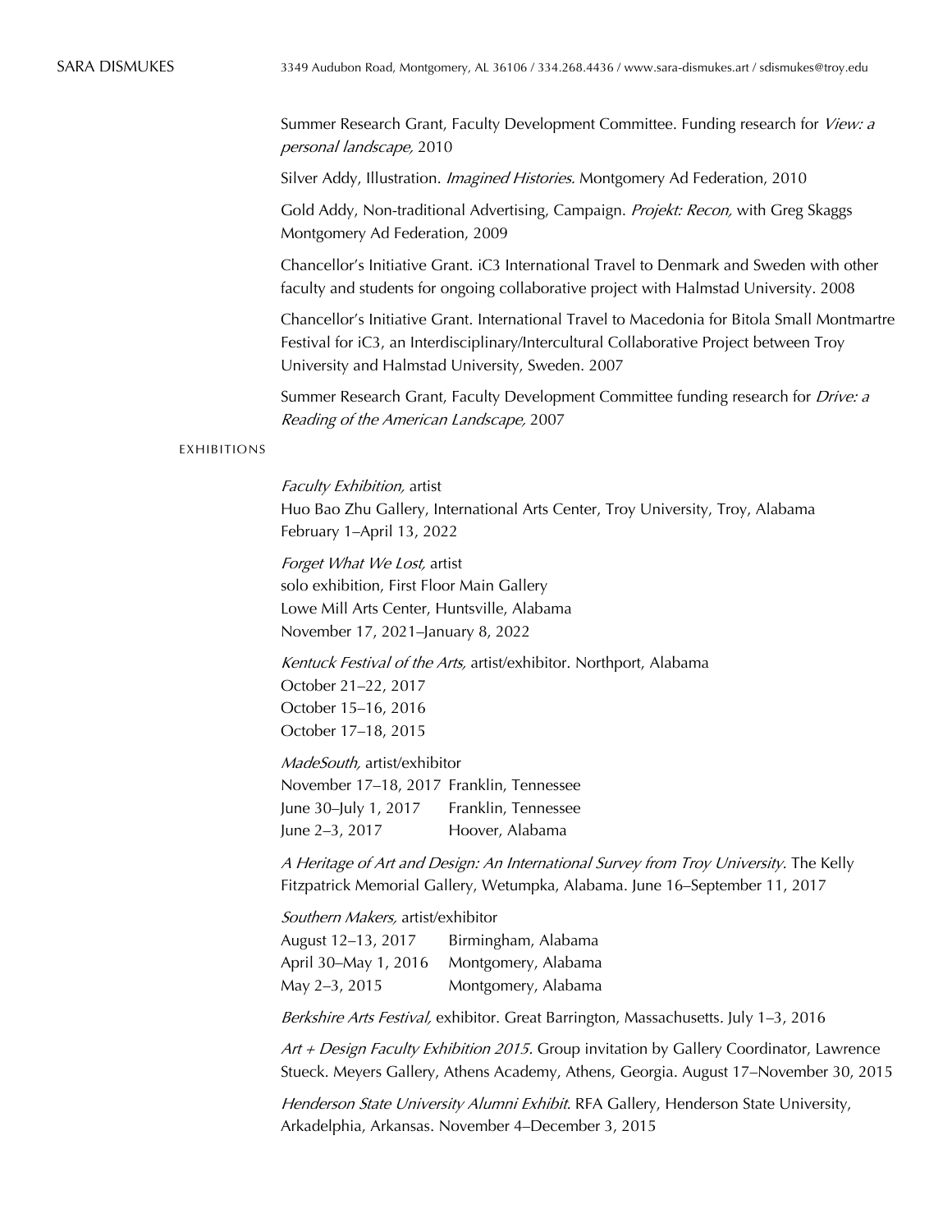Summer Research Grant, Faculty Development Committee. Funding research for *View: a personal landscape,* 2010

Silver Addy, Illustration. *Imagined Histories.* Montgomery Ad Federation, 2010

Gold Addy, Non-traditional Advertising, Campaign. *Projekt: Recon,* with Greg Skaggs Montgomery Ad Federation, 2009

Chancellor's Initiative Grant. iC3 International Travel to Denmark and Sweden with other faculty and students for ongoing collaborative project with Halmstad University. 2008

Chancellor's Initiative Grant. International Travel to Macedonia for Bitola Small Montmartre Festival for iC3, an Interdisciplinary/Intercultural Collaborative Project between Troy University and Halmstad University, Sweden. 2007

Summer Research Grant, Faculty Development Committee funding research for *Drive: a Reading of the American Landscape,* 2007

## EXHIBITIONS

*Faculty Exhibition,* artist
Huo Bao Zhu Gallery, International Arts Center, Troy University, Troy, Alabama
February 1–April 13, 2022

*Forget What We Lost,* artist
solo exhibition, First Floor Main Gallery
Lowe Mill Arts Center, Huntsville, Alabama
November 17, 2021–January 8, 2022

*Kentuck Festival of the Arts,* artist/exhibitor. Northport, Alabama
October 21–22, 2017
October 15–16, 2016
October 17–18, 2015

*MadeSouth,* artist/exhibitor
November 17–18, 2017 Franklin, Tennessee
June 30–July 1, 2017 Franklin, Tennessee
June 2–3, 2017 Hoover, Alabama

*A Heritage of Art and Design: An International Survey from Troy University.* The Kelly Fitzpatrick Memorial Gallery, Wetumpka, Alabama. June 16–September 11, 2017

*Southern Makers,* artist/exhibitor
August 12–13, 2017 Birmingham, Alabama
April 30–May 1, 2016 Montgomery, Alabama
May 2–3, 2015 Montgomery, Alabama

*Berkshire Arts Festival,* exhibitor. Great Barrington, Massachusetts. July 1–3, 2016

*Art + Design Faculty Exhibition 2015.* Group invitation by Gallery Coordinator, Lawrence Stueck. Meyers Gallery, Athens Academy, Athens, Georgia. August 17–November 30, 2015

*Henderson State University Alumni Exhibit.* RFA Gallery, Henderson State University, Arkadelphia, Arkansas. November 4–December 3, 2015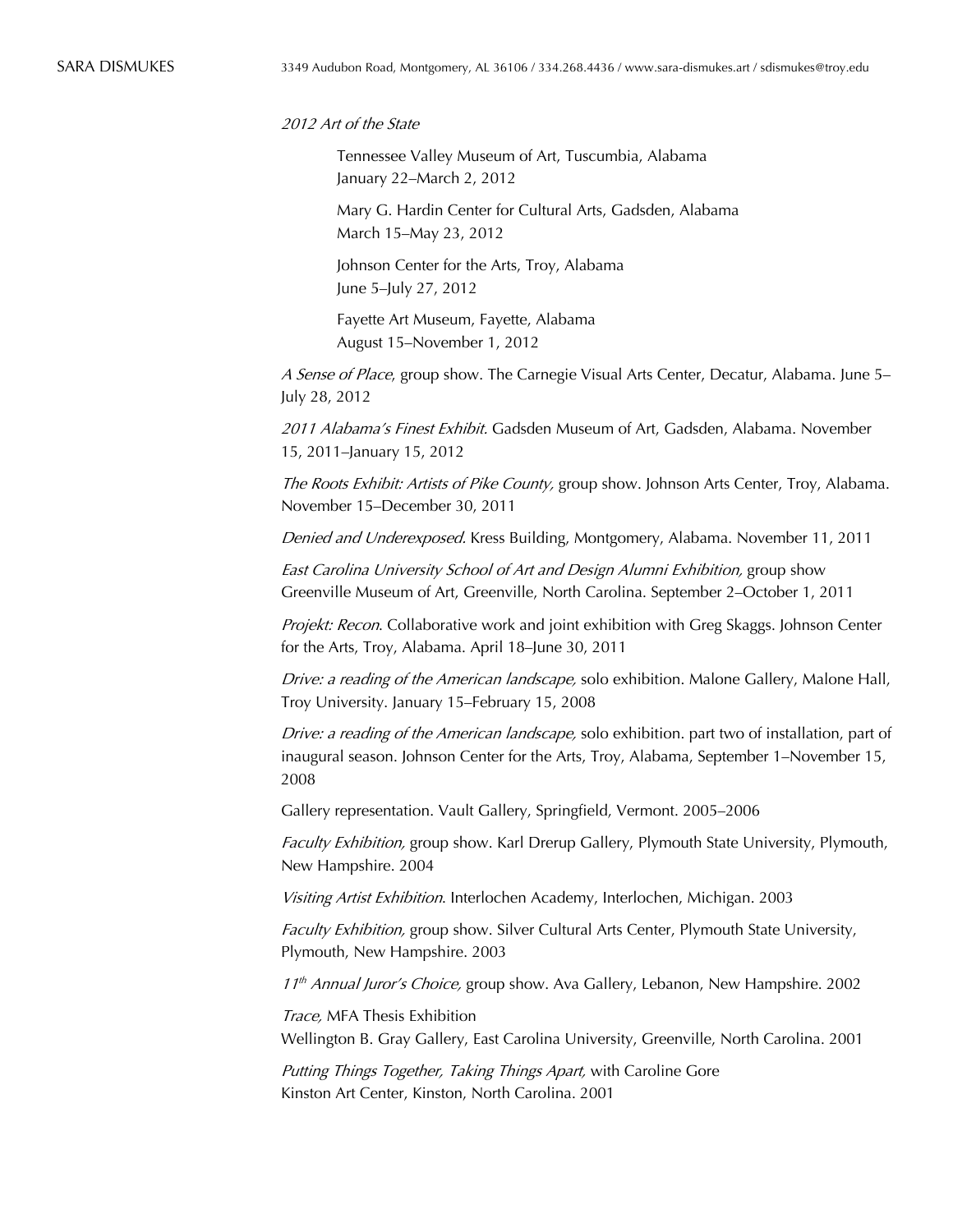*2012 Art of the State*

Tennessee Valley Museum of Art, Tuscumbia, Alabama
January 22–March 2, 2012

Mary G. Hardin Center for Cultural Arts, Gadsden, Alabama
March 15–May 23, 2012

Johnson Center for the Arts, Troy, Alabama
June 5–July 27, 2012

Fayette Art Museum, Fayette, Alabama
August 15–November 1, 2012

*A Sense of Place*, group show. The Carnegie Visual Arts Center, Decatur, Alabama. June 5–July 28, 2012

*2011 Alabama's Finest Exhibit*. Gadsden Museum of Art, Gadsden, Alabama. November 15, 2011–January 15, 2012

*The Roots Exhibit: Artists of Pike County,* group show. Johnson Arts Center, Troy, Alabama. November 15–December 30, 2011

*Denied and Underexposed*. Kress Building, Montgomery, Alabama. November 11, 2011

*East Carolina University School of Art and Design Alumni Exhibition,* group show Greenville Museum of Art, Greenville, North Carolina. September 2–October 1, 2011

*Projekt: Recon*. Collaborative work and joint exhibition with Greg Skaggs. Johnson Center for the Arts, Troy, Alabama. April 18–June 30, 2011

*Drive: a reading of the American landscape,* solo exhibition. Malone Gallery, Malone Hall, Troy University. January 15–February 15, 2008

*Drive: a reading of the American landscape,* solo exhibition. part two of installation, part of inaugural season. Johnson Center for the Arts, Troy, Alabama, September 1–November 15, 2008

Gallery representation. Vault Gallery, Springfield, Vermont. 2005–2006

*Faculty Exhibition,* group show. Karl Drerup Gallery, Plymouth State University, Plymouth, New Hampshire. 2004

*Visiting Artist Exhibition*. Interlochen Academy, Interlochen, Michigan. 2003

*Faculty Exhibition,* group show. Silver Cultural Arts Center, Plymouth State University, Plymouth, New Hampshire. 2003

*11th Annual Juror's Choice,* group show. Ava Gallery, Lebanon, New Hampshire. 2002

*Trace,* MFA Thesis Exhibition
Wellington B. Gray Gallery, East Carolina University, Greenville, North Carolina. 2001

*Putting Things Together, Taking Things Apart,* with Caroline Gore
Kinston Art Center, Kinston, North Carolina. 2001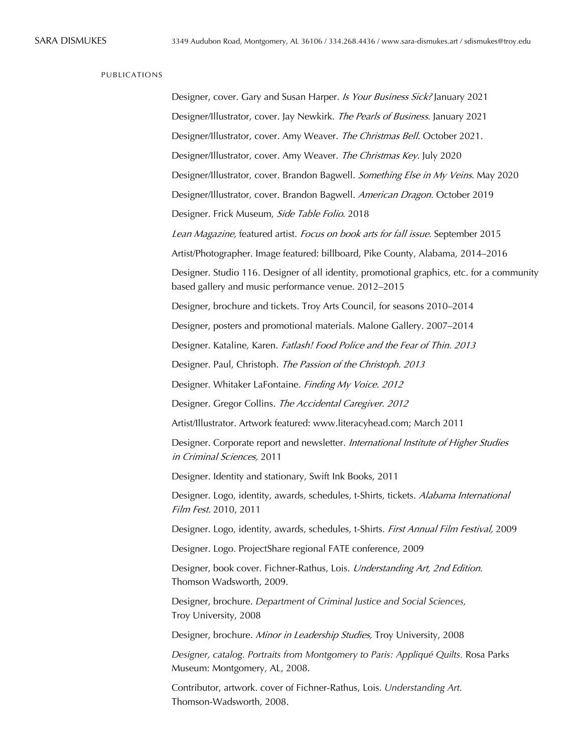## PUBLICATIONS

Designer, cover. Gary and Susan Harper. *Is Your Business Sick?* January 2021

Designer/Illustrator, cover. Jay Newkirk. *The Pearls of Business.* January 2021

Designer/Illustrator, cover. Amy Weaver. *The Christmas Bell.* October 2021.

Designer/Illustrator, cover. Amy Weaver. *The Christmas Key.* July 2020

Designer/Illustrator, cover. Brandon Bagwell. *Something Else in My Veins.* May 2020

Designer/Illustrator, cover. Brandon Bagwell. *American Dragon*. October 2019

Designer. Frick Museum, *Side Table Folio*. 2018

*Lean Magazine,* featured artist. *Focus on book arts for fall issue*. September 2015

Artist/Photographer. Image featured: billboard, Pike County, Alabama, 2014–2016

Designer. Studio 116. Designer of all identity, promotional graphics, etc. for a community based gallery and music performance venue. 2012–2015

Designer, brochure and tickets. Troy Arts Council, for seasons 2010–2014

Designer, posters and promotional materials. Malone Gallery. 2007–2014

Designer. Kataline, Karen. *Fatlash! Food Police and the Fear of Thin. 2013*

Designer. Paul, Christoph. *The Passion of the Christoph. 2013*

Designer. Whitaker LaFontaine. *Finding My Voice. 2012*

Designer. Gregor Collins. *The Accidental Caregiver. 2012*

Artist/Illustrator. Artwork featured: www.literacyhead.com; March 2011

Designer. Corporate report and newsletter. *International Institute of Higher Studies in Criminal Sciences,* 2011

Designer. Identity and stationary, Swift Ink Books, 2011

Designer. Logo, identity, awards, schedules, t-Shirts, tickets. *Alabama International Film Fest.* 2010, 2011

Designer. Logo, identity, awards, schedules, t-Shirts. *First Annual Film Festival,* 2009

Designer. Logo. ProjectShare regional FATE conference, 2009

Designer, book cover. Fichner-Rathus, Lois. *Understanding Art, 2nd Edition.* Thomson Wadsworth, 2009.

Designer, brochure. *Department of Criminal Justice and Social Sciences,* Troy University, 2008

Designer, brochure. *Minor in Leadership Studies,* Troy University, 2008

*Designer, catalog. Portraits from Montgomery to Paris: Appliqué Quilts.* Rosa Parks Museum: Montgomery, AL, 2008.

Contributor, artwork. cover of Fichner-Rathus, Lois. *Understanding Art.* Thomson-Wadsworth, 2008.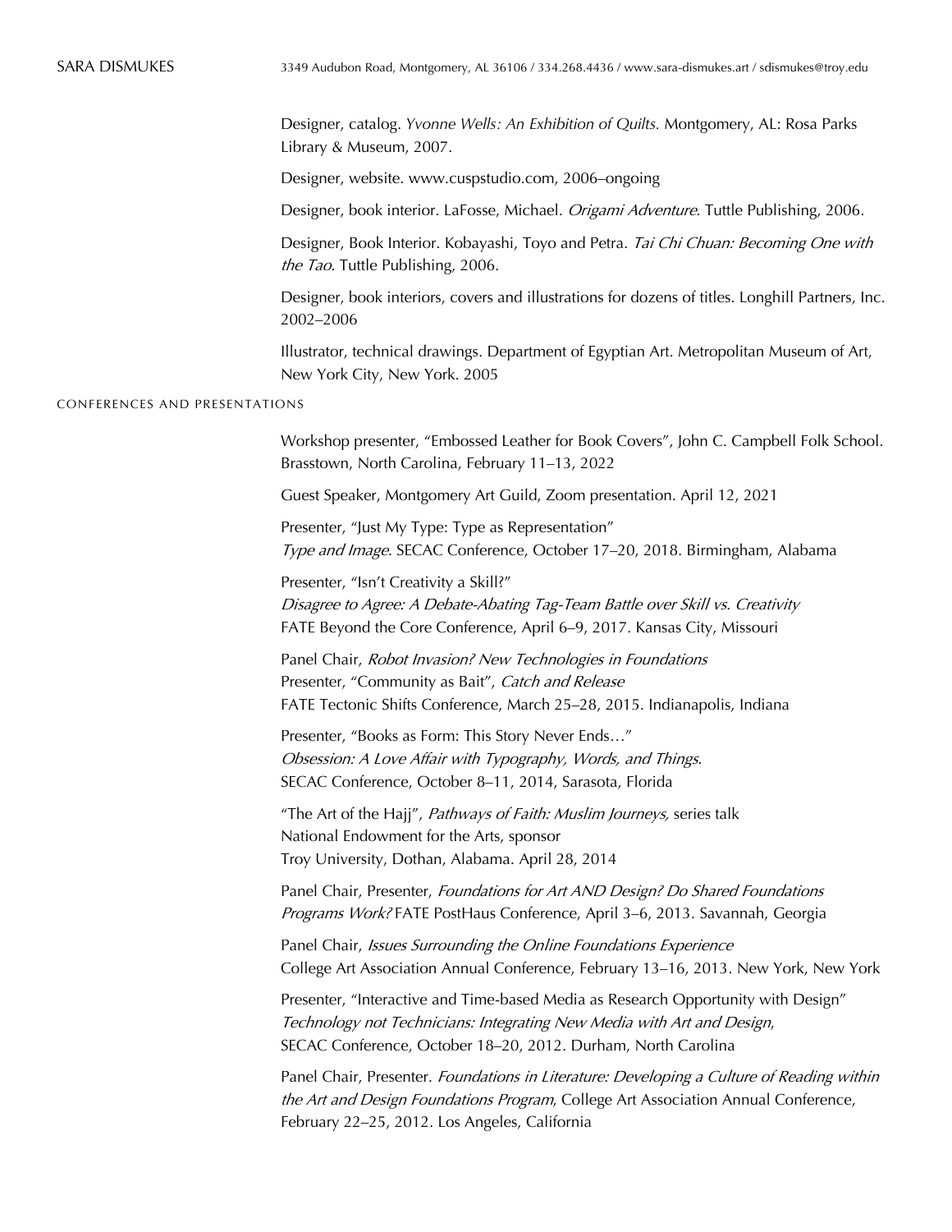Designer, catalog. *Yvonne Wells: An Exhibition of Quilts*. Montgomery, AL: Rosa Parks Library & Museum, 2007.

Designer, website. www.cuspstudio.com, 2006–ongoing

Designer, book interior. LaFosse, Michael. *Origami Adventure*. Tuttle Publishing, 2006.

Designer, Book Interior. Kobayashi, Toyo and Petra. *Tai Chi Chuan: Becoming One with the Tao*. Tuttle Publishing, 2006.

Designer, book interiors, covers and illustrations for dozens of titles. Longhill Partners, Inc. 2002–2006

Illustrator, technical drawings. Department of Egyptian Art. Metropolitan Museum of Art, New York City, New York. 2005

## CONFERENCES AND PRESENTATIONS

Workshop presenter, "Embossed Leather for Book Covers", John C. Campbell Folk School. Brasstown, North Carolina, February 11–13, 2022

Guest Speaker, Montgomery Art Guild, Zoom presentation. April 12, 2021

Presenter, "Just My Type: Type as Representation"
*Type and Image*. SECAC Conference, October 17–20, 2018. Birmingham, Alabama

Presenter, "Isn't Creativity a Skill?"
*Disagree to Agree: A Debate-Abating Tag-Team Battle over Skill vs. Creativity*
FATE Beyond the Core Conference, April 6–9, 2017. Kansas City, Missouri

Panel Chair, *Robot Invasion? New Technologies in Foundations*
Presenter, "Community as Bait", *Catch and Release*
FATE Tectonic Shifts Conference, March 25–28, 2015. Indianapolis, Indiana

Presenter, "Books as Form: This Story Never Ends…"
*Obsession: A Love Affair with Typography, Words, and Things*.
SECAC Conference, October 8–11, 2014, Sarasota, Florida

"The Art of the Hajj", *Pathways of Faith: Muslim Journeys,* series talk
National Endowment for the Arts, sponsor
Troy University, Dothan, Alabama. April 28, 2014

Panel Chair, Presenter, *Foundations for Art AND Design? Do Shared Foundations Programs Work?* FATE PostHaus Conference, April 3–6, 2013. Savannah, Georgia

Panel Chair, *Issues Surrounding the Online Foundations Experience*
College Art Association Annual Conference, February 13–16, 2013. New York, New York

Presenter, "Interactive and Time-based Media as Research Opportunity with Design"
*Technology not Technicians: Integrating New Media with Art and Design*,
SECAC Conference, October 18–20, 2012. Durham, North Carolina

Panel Chair, Presenter. *Foundations in Literature: Developing a Culture of Reading within the Art and Design Foundations Program*, College Art Association Annual Conference, February 22–25, 2012. Los Angeles, California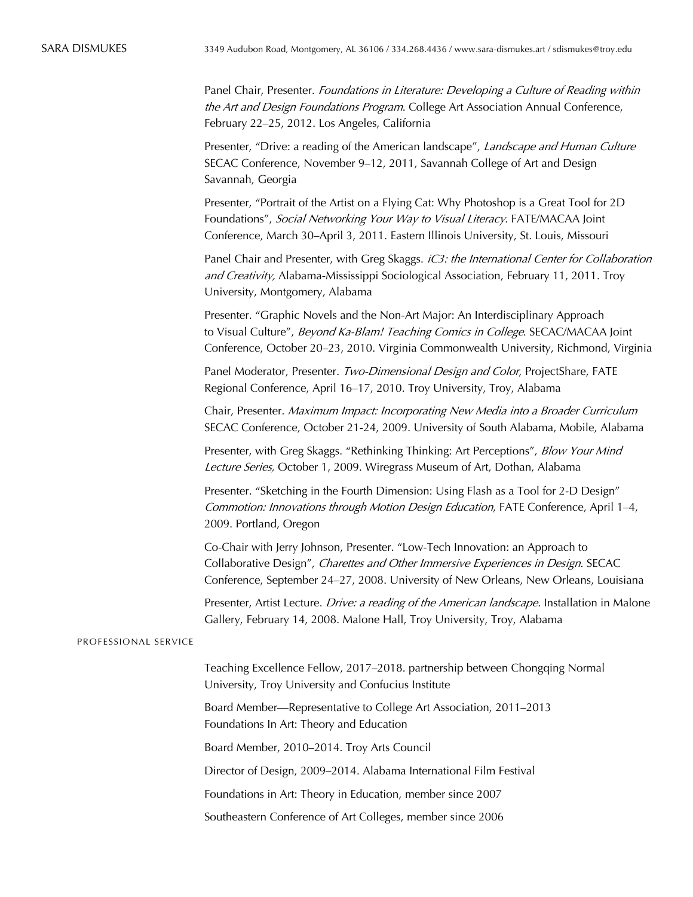Panel Chair, Presenter. *Foundations in Literature: Developing a Culture of Reading within the Art and Design Foundations Program*. College Art Association Annual Conference, February 22–25, 2012. Los Angeles, California

Presenter, "Drive: a reading of the American landscape", *Landscape and Human Culture* SECAC Conference, November 9–12, 2011, Savannah College of Art and Design Savannah, Georgia

Presenter, "Portrait of the Artist on a Flying Cat: Why Photoshop is a Great Tool for 2D Foundations", *Social Networking Your Way to Visual Literacy*. FATE/MACAA Joint Conference, March 30–April 3, 2011. Eastern Illinois University, St. Louis, Missouri

Panel Chair and Presenter, with Greg Skaggs. *iC3: the International Center for Collaboration and Creativity,* Alabama-Mississippi Sociological Association, February 11, 2011. Troy University, Montgomery, Alabama

Presenter. "Graphic Novels and the Non-Art Major: An Interdisciplinary Approach to Visual Culture", *Beyond Ka-Blam! Teaching Comics in College*. SECAC/MACAA Joint Conference, October 20–23, 2010. Virginia Commonwealth University, Richmond, Virginia

Panel Moderator, Presenter. *Two-Dimensional Design and Color*, ProjectShare, FATE Regional Conference, April 16–17, 2010. Troy University, Troy, Alabama

Chair, Presenter. *Maximum Impact: Incorporating New Media into a Broader Curriculum* SECAC Conference, October 21-24, 2009. University of South Alabama, Mobile, Alabama

Presenter, with Greg Skaggs. "Rethinking Thinking: Art Perceptions", *Blow Your Mind Lecture Series,* October 1, 2009. Wiregrass Museum of Art, Dothan, Alabama

Presenter. "Sketching in the Fourth Dimension: Using Flash as a Tool for 2-D Design" *Commotion: Innovations through Motion Design Education*, FATE Conference, April 1–4, 2009. Portland, Oregon

Co-Chair with Jerry Johnson, Presenter. "Low-Tech Innovation: an Approach to Collaborative Design", *Charettes and Other Immersive Experiences in Design*. SECAC Conference, September 24–27, 2008. University of New Orleans, New Orleans, Louisiana

Presenter, Artist Lecture. *Drive: a reading of the American landscape.* Installation in Malone Gallery, February 14, 2008. Malone Hall, Troy University, Troy, Alabama

## PROFESSIONAL SERVICE

Teaching Excellence Fellow, 2017–2018. partnership between Chongqing Normal University, Troy University and Confucius Institute

Board Member—Representative to College Art Association, 2011–2013
Foundations In Art: Theory and Education

Board Member, 2010–2014. Troy Arts Council

Director of Design, 2009–2014. Alabama International Film Festival

Foundations in Art: Theory in Education, member since 2007

Southeastern Conference of Art Colleges, member since 2006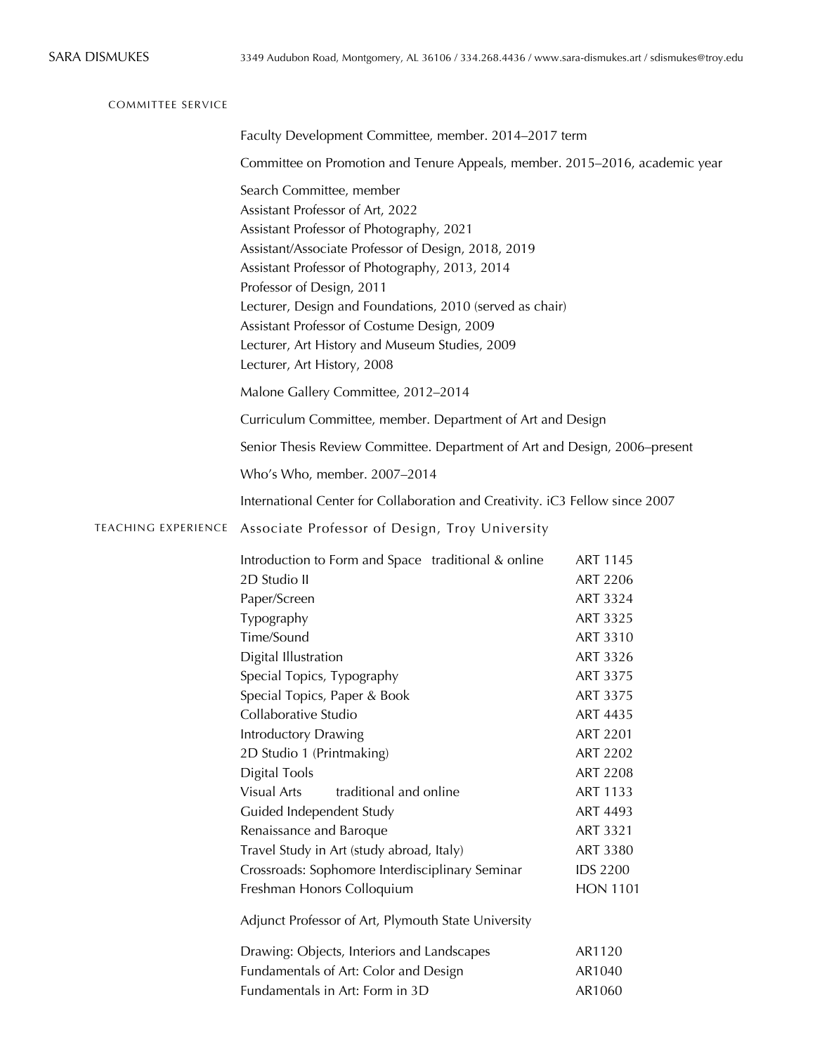## COMMITTEE SERVICE

Faculty Development Committee, member. 2014–2017 term

Committee on Promotion and Tenure Appeals, member. 2015–2016, academic year

Search Committee, member
Assistant Professor of Art, 2022
Assistant Professor of Photography, 2021
Assistant/Associate Professor of Design, 2018, 2019
Assistant Professor of Photography, 2013, 2014
Professor of Design, 2011
Lecturer, Design and Foundations, 2010 (served as chair)
Assistant Professor of Costume Design, 2009
Lecturer, Art History and Museum Studies, 2009
Lecturer, Art History, 2008

Malone Gallery Committee, 2012–2014

Curriculum Committee, member. Department of Art and Design

Senior Thesis Review Committee. Department of Art and Design, 2006–present

Who's Who, member. 2007–2014

International Center for Collaboration and Creativity. iC3 Fellow since 2007

## TEACHING EXPERIENCE

### Associate Professor of Design, Troy University

| Course | Number |
|---|---|
| Introduction to Form and Space traditional & online | ART 1145 |
| 2D Studio II | ART 2206 |
| Paper/Screen | ART 3324 |
| Typography | ART 3325 |
| Time/Sound | ART 3310 |
| Digital Illustration | ART 3326 |
| Special Topics, Typography | ART 3375 |
| Special Topics, Paper & Book | ART 3375 |
| Collaborative Studio | ART 4435 |
| Introductory Drawing | ART 2201 |
| 2D Studio 1 (Printmaking) | ART 2202 |
| Digital Tools | ART 2208 |
| Visual Arts traditional and online | ART 1133 |
| Guided Independent Study | ART 4493 |
| Renaissance and Baroque | ART 3321 |
| Travel Study in Art (study abroad, Italy) | ART 3380 |
| Crossroads: Sophomore Interdisciplinary Seminar | IDS 2200 |
| Freshman Honors Colloquium | HON 1101 |

### Adjunct Professor of Art, Plymouth State University

| Course | Number |
|---|---|
| Drawing: Objects, Interiors and Landscapes | AR1120 |
| Fundamentals of Art: Color and Design | AR1040 |
| Fundamentals in Art: Form in 3D | AR1060 |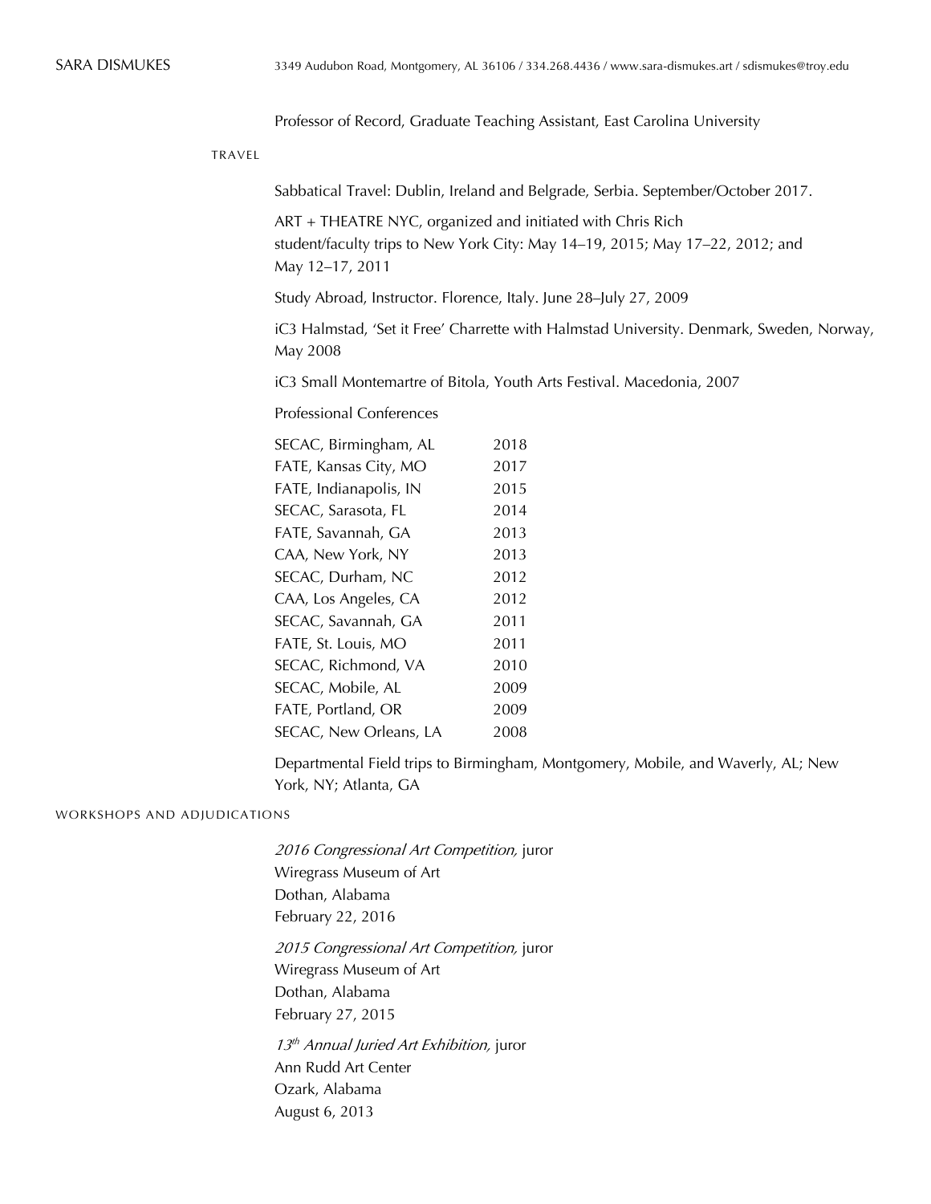Professor of Record, Graduate Teaching Assistant, East Carolina University

## TRAVEL

Sabbatical Travel: Dublin, Ireland and Belgrade, Serbia. September/October 2017.

ART + THEATRE NYC, organized and initiated with Chris Rich
student/faculty trips to New York City: May 14–19, 2015; May 17–22, 2012; and May 12–17, 2011

Study Abroad, Instructor. Florence, Italy. June 28–July 27, 2009

iC3 Halmstad, 'Set it Free' Charrette with Halmstad University. Denmark, Sweden, Norway, May 2008

iC3 Small Montemartre of Bitola, Youth Arts Festival. Macedonia, 2007

Professional Conferences

| | |
|---|---|
| SECAC, Birmingham, AL | 2018 |
| FATE, Kansas City, MO | 2017 |
| FATE, Indianapolis, IN | 2015 |
| SECAC, Sarasota, FL | 2014 |
| FATE, Savannah, GA | 2013 |
| CAA, New York, NY | 2013 |
| SECAC, Durham, NC | 2012 |
| CAA, Los Angeles, CA | 2012 |
| SECAC, Savannah, GA | 2011 |
| FATE, St. Louis, MO | 2011 |
| SECAC, Richmond, VA | 2010 |
| SECAC, Mobile, AL | 2009 |
| FATE, Portland, OR | 2009 |
| SECAC, New Orleans, LA | 2008 |

Departmental Field trips to Birmingham, Montgomery, Mobile, and Waverly, AL; New York, NY; Atlanta, GA

## WORKSHOPS AND ADJUDICATIONS

*2016 Congressional Art Competition,* juror
Wiregrass Museum of Art
Dothan, Alabama
February 22, 2016

*2015 Congressional Art Competition,* juror
Wiregrass Museum of Art
Dothan, Alabama
February 27, 2015

*13th Annual Juried Art Exhibition,* juror
Ann Rudd Art Center
Ozark, Alabama
August 6, 2013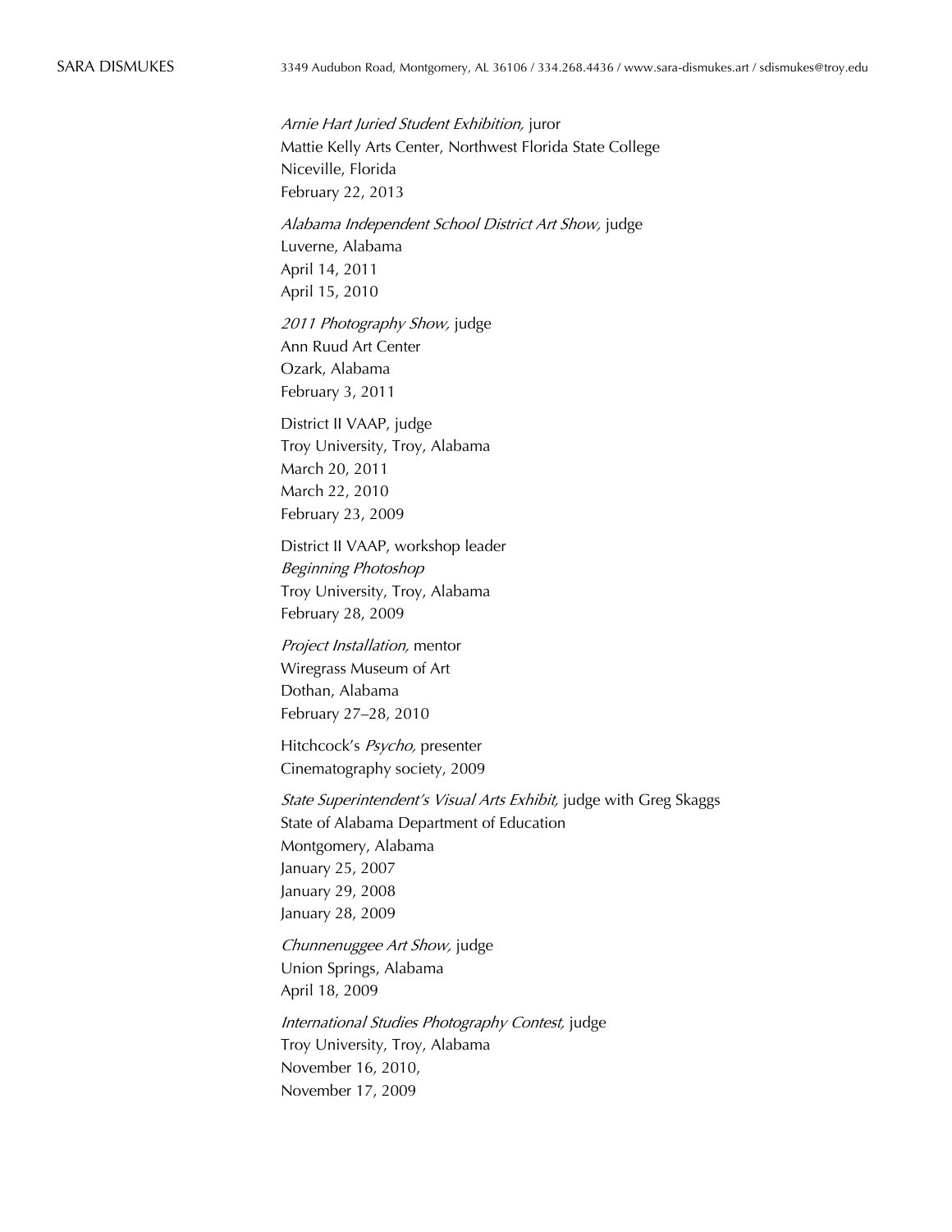*Arnie Hart Juried Student Exhibition,* juror
Mattie Kelly Arts Center, Northwest Florida State College
Niceville, Florida
February 22, 2013

*Alabama Independent School District Art Show,* judge
Luverne, Alabama
April 14, 2011
April 15, 2010

*2011 Photography Show,* judge
Ann Ruud Art Center
Ozark, Alabama
February 3, 2011

District II VAAP, judge
Troy University, Troy, Alabama
March 20, 2011
March 22, 2010
February 23, 2009

District II VAAP, workshop leader
*Beginning Photoshop*
Troy University, Troy, Alabama
February 28, 2009

*Project Installation,* mentor
Wiregrass Museum of Art
Dothan, Alabama
February 27–28, 2010

Hitchcock's *Psycho,* presenter
Cinematography society, 2009

*State Superintendent's Visual Arts Exhibit,* judge with Greg Skaggs
State of Alabama Department of Education
Montgomery, Alabama
January 25, 2007
January 29, 2008
January 28, 2009

*Chunnenuggee Art Show,* judge
Union Springs, Alabama
April 18, 2009

*International Studies Photography Contest,* judge
Troy University, Troy, Alabama
November 16, 2010,
November 17, 2009